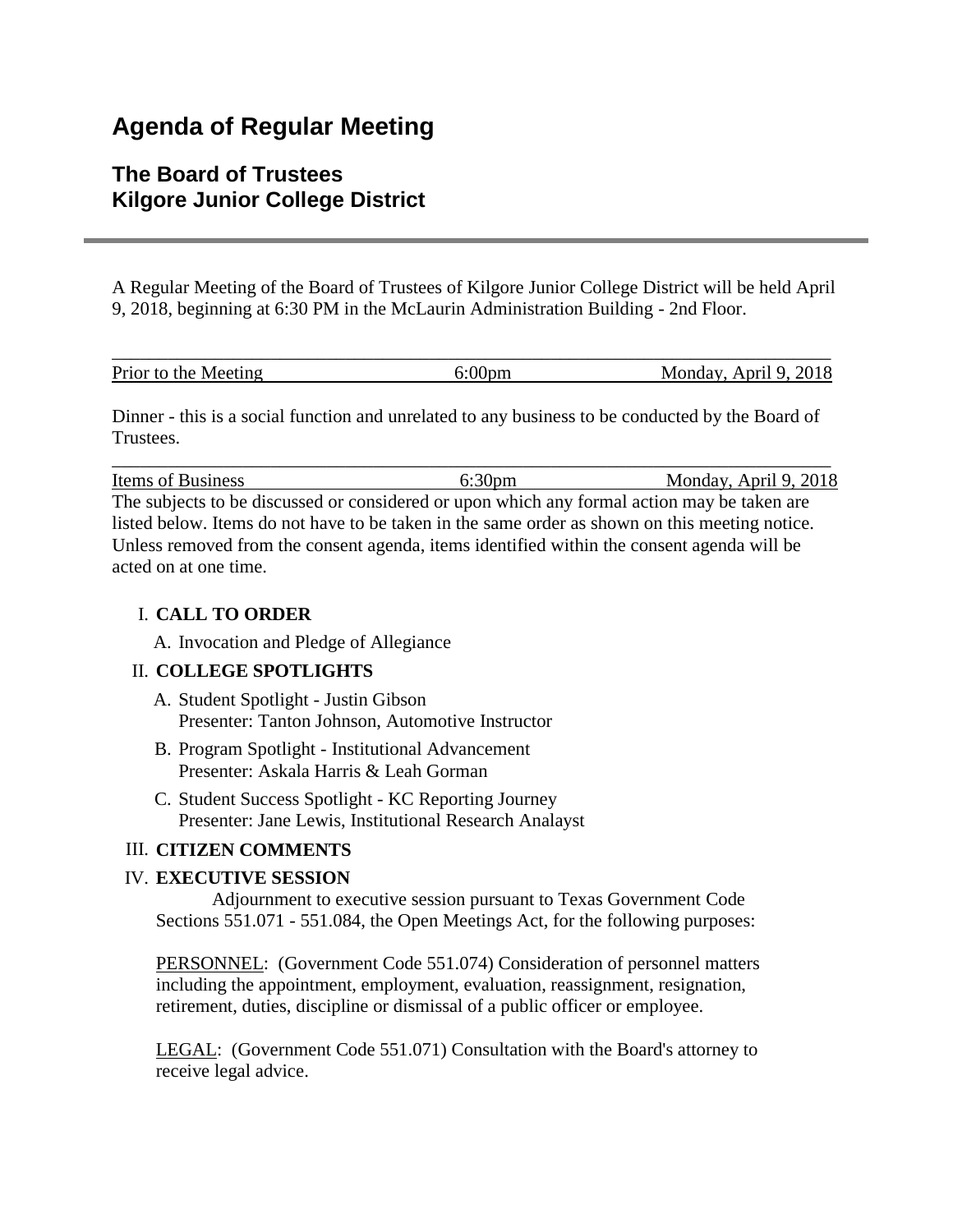# Agenda of Regular Meeting

## The Board of Trustees
## Kilgore Junior College District

A Regular Meeting of the Board of Trustees of Kilgore Junior College District will be held April 9, 2018, beginning at 6:30 PM in the McLaurin Administration Building - 2nd Floor.

| Prior to the Meeting | 6:00pm | Monday, April 9, 2018 |
|---|---|---|

Dinner - this is a social function and unrelated to any business to be conducted by the Board of Trustees.

| Items of Business | 6:30pm | Monday, April 9, 2018 |
|---|---|---|

The subjects to be discussed or considered or upon which any formal action may be taken are listed below. Items do not have to be taken in the same order as shown on this meeting notice. Unless removed from the consent agenda, items identified within the consent agenda will be acted on at one time.

I. **CALL TO ORDER**

   A. Invocation and Pledge of Allegiance

II. **COLLEGE SPOTLIGHTS**

   A. Student Spotlight - Justin Gibson
      Presenter: Tanton Johnson, Automotive Instructor

   B. Program Spotlight - Institutional Advancement
      Presenter: Askala Harris & Leah Gorman

   C. Student Success Spotlight - KC Reporting Journey
      Presenter: Jane Lewis, Institutional Research Analayst

III. **CITIZEN COMMENTS**

IV. **EXECUTIVE SESSION**

   Adjournment to executive session pursuant to Texas Government Code Sections 551.071 - 551.084, the Open Meetings Act, for the following purposes:

   PERSONNEL: (Government Code 551.074) Consideration of personnel matters including the appointment, employment, evaluation, reassignment, resignation, retirement, duties, discipline or dismissal of a public officer or employee.

   LEGAL: (Government Code 551.071) Consultation with the Board's attorney to receive legal advice.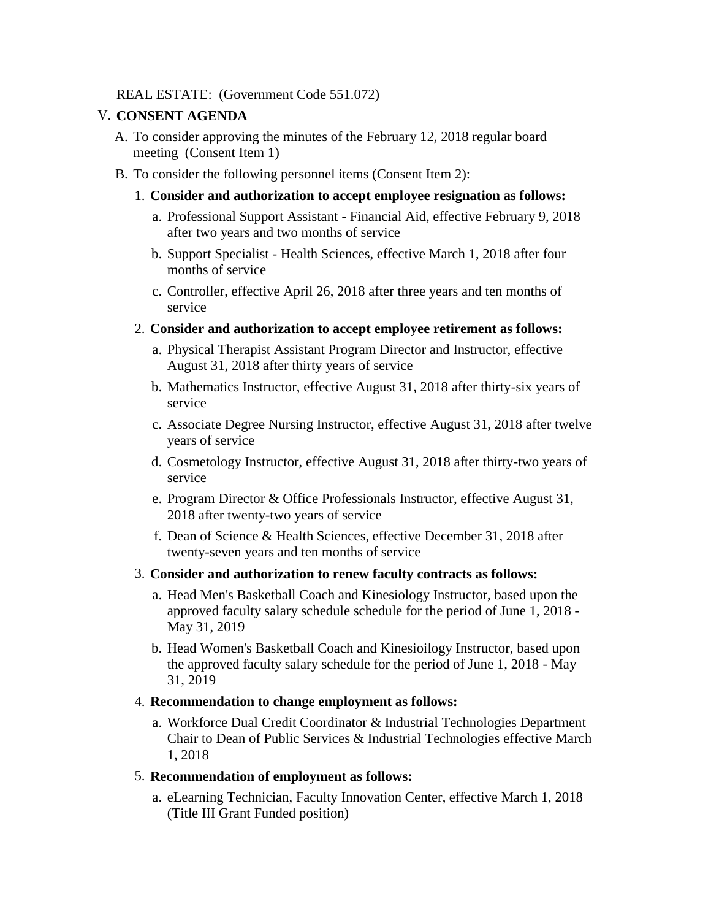REAL ESTATE: (Government Code 551.072)

V. **CONSENT AGENDA**

A. To consider approving the minutes of the February 12, 2018 regular board meeting (Consent Item 1)

B. To consider the following personnel items (Consent Item 2):

1. **Consider and authorization to accept employee resignation as follows:**
   - a. Professional Support Assistant - Financial Aid, effective February 9, 2018 after two years and two months of service
   - b. Support Specialist - Health Sciences, effective March 1, 2018 after four months of service
   - c. Controller, effective April 26, 2018 after three years and ten months of service

2. **Consider and authorization to accept employee retirement as follows:**
   - a. Physical Therapist Assistant Program Director and Instructor, effective August 31, 2018 after thirty years of service
   - b. Mathematics Instructor, effective August 31, 2018 after thirty-six years of service
   - c. Associate Degree Nursing Instructor, effective August 31, 2018 after twelve years of service
   - d. Cosmetology Instructor, effective August 31, 2018 after thirty-two years of service
   - e. Program Director & Office Professionals Instructor, effective August 31, 2018 after twenty-two years of service
   - f. Dean of Science & Health Sciences, effective December 31, 2018 after twenty-seven years and ten months of service

3. **Consider and authorization to renew faculty contracts as follows:**
   - a. Head Men's Basketball Coach and Kinesiology Instructor, based upon the approved faculty salary schedule schedule for the period of June 1, 2018 - May 31, 2019
   - b. Head Women's Basketball Coach and Kinesioilogy Instructor, based upon the approved faculty salary schedule for the period of June 1, 2018 - May 31, 2019

4. **Recommendation to change employment as follows:**
   - a. Workforce Dual Credit Coordinator & Industrial Technologies Department Chair to Dean of Public Services & Industrial Technologies effective March 1, 2018

5. **Recommendation of employment as follows:**
   - a. eLearning Technician, Faculty Innovation Center, effective March 1, 2018 (Title III Grant Funded position)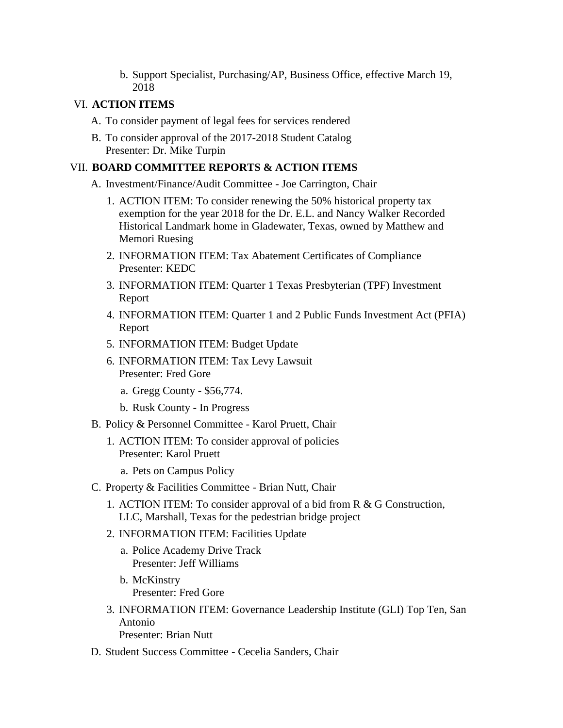b. Support Specialist, Purchasing/AP, Business Office, effective March 19, 2018

VI. **ACTION ITEMS**

   A. To consider payment of legal fees for services rendered

   B. To consider approval of the 2017-2018 Student Catalog  
      Presenter: Dr. Mike Turpin

VII. **BOARD COMMITTEE REPORTS & ACTION ITEMS**

   A. Investment/Finance/Audit Committee - Joe Carrington, Chair

      1. ACTION ITEM: To consider renewing the 50% historical property tax exemption for the year 2018 for the Dr. E.L. and Nancy Walker Recorded Historical Landmark home in Gladewater, Texas, owned by Matthew and Memori Ruesing

      2. INFORMATION ITEM: Tax Abatement Certificates of Compliance  
         Presenter: KEDC

      3. INFORMATION ITEM: Quarter 1 Texas Presbyterian (TPF) Investment Report

      4. INFORMATION ITEM: Quarter 1 and 2 Public Funds Investment Act (PFIA) Report

      5. INFORMATION ITEM: Budget Update

      6. INFORMATION ITEM: Tax Levy Lawsuit  
         Presenter: Fred Gore

         a. Gregg County - $56,774.

         b. Rusk County - In Progress

   B. Policy & Personnel Committee - Karol Pruett, Chair

      1. ACTION ITEM: To consider approval of policies  
         Presenter: Karol Pruett

         a. Pets on Campus Policy

   C. Property & Facilities Committee - Brian Nutt, Chair

      1. ACTION ITEM: To consider approval of a bid from R & G Construction, LLC, Marshall, Texas for the pedestrian bridge project

      2. INFORMATION ITEM: Facilities Update

         a. Police Academy Drive Track  
            Presenter: Jeff Williams

         b. McKinstry  
            Presenter: Fred Gore

      3. INFORMATION ITEM: Governance Leadership Institute (GLI) Top Ten, San Antonio  
         Presenter: Brian Nutt

   D. Student Success Committee - Cecelia Sanders, Chair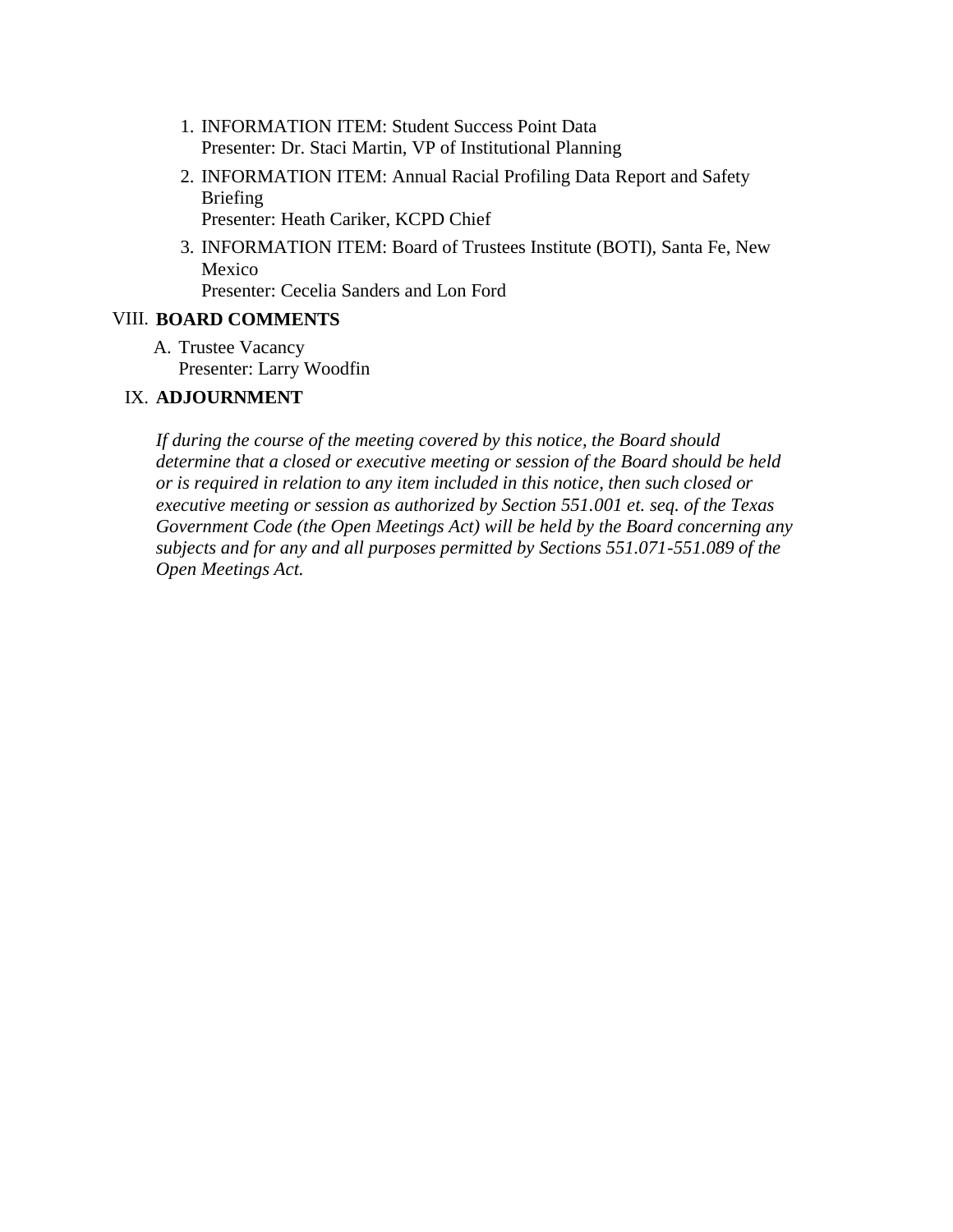1. INFORMATION ITEM: Student Success Point Data
   Presenter: Dr. Staci Martin, VP of Institutional Planning
2. INFORMATION ITEM: Annual Racial Profiling Data Report and Safety Briefing
   Presenter: Heath Cariker, KCPD Chief
3. INFORMATION ITEM: Board of Trustees Institute (BOTI), Santa Fe, New Mexico
   Presenter: Cecelia Sanders and Lon Ford

VIII. **BOARD COMMENTS**

A. Trustee Vacancy
   Presenter: Larry Woodfin

IX. **ADJOURNMENT**

*If during the course of the meeting covered by this notice, the Board should determine that a closed or executive meeting or session of the Board should be held or is required in relation to any item included in this notice, then such closed or executive meeting or session as authorized by Section 551.001 et. seq. of the Texas Government Code (the Open Meetings Act) will be held by the Board concerning any subjects and for any and all purposes permitted by Sections 551.071-551.089 of the Open Meetings Act.*